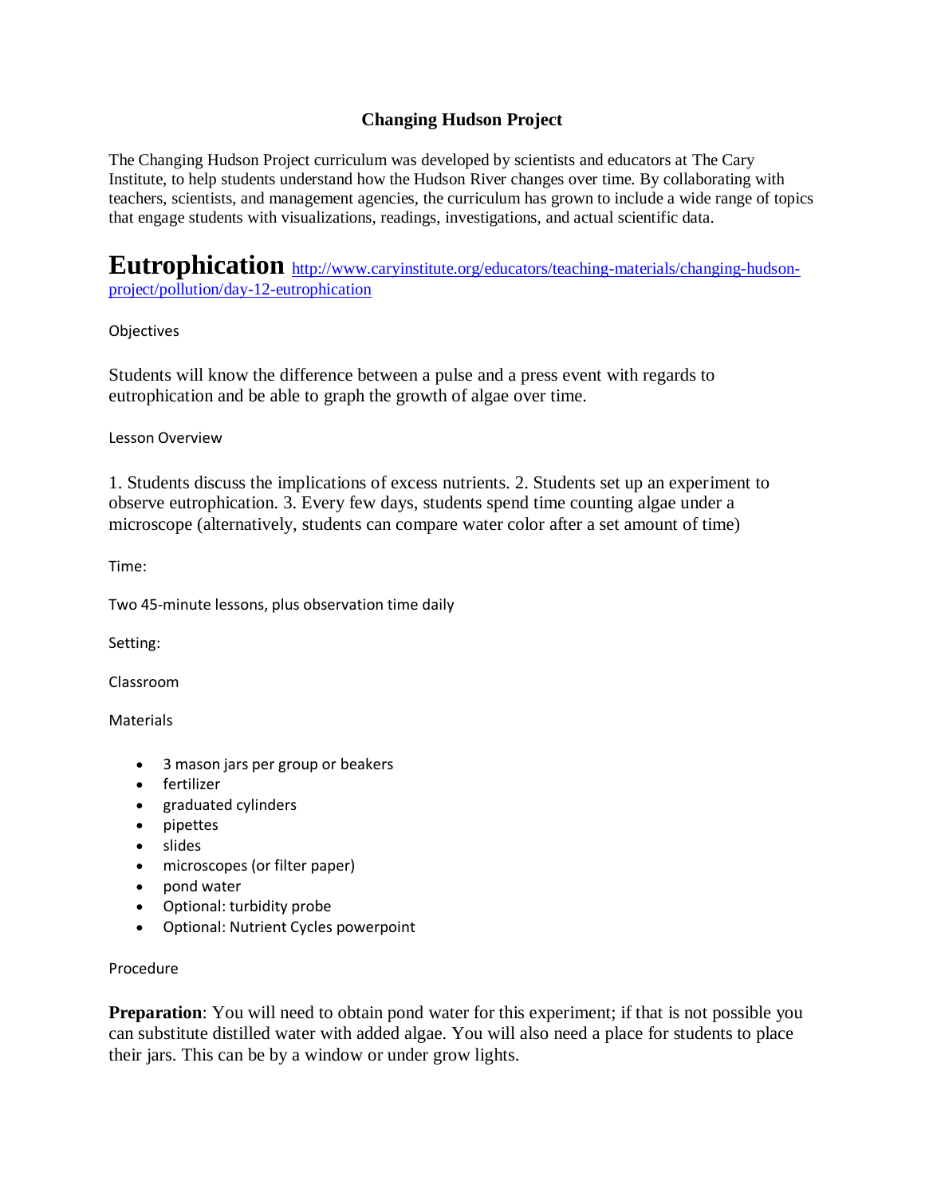# Changing Hudson Project

The Changing Hudson Project curriculum was developed by scientists and educators at The Cary Institute, to help students understand how the Hudson River changes over time. By collaborating with teachers, scientists, and management agencies, the curriculum has grown to include a wide range of topics that engage students with visualizations, readings, investigations, and actual scientific data.

## Eutrophication [http://www.caryinstitute.org/educators/teaching-materials/changing-hudson-project/pollution/day-12-eutrophication](http://www.caryinstitute.org/educators/teaching-materials/changing-hudson-project/pollution/day-12-eutrophication)

Objectives

Students will know the difference between a pulse and a press event with regards to eutrophication and be able to graph the growth of algae over time.

Lesson Overview

1. Students discuss the implications of excess nutrients. 2. Students set up an experiment to observe eutrophication. 3. Every few days, students spend time counting algae under a microscope (alternatively, students can compare water color after a set amount of time)

Time:

Two 45-minute lessons, plus observation time daily

Setting:

Classroom

Materials

- 3 mason jars per group or beakers
- fertilizer
- graduated cylinders
- pipettes
- slides
- microscopes (or filter paper)
- pond water
- Optional: turbidity probe
- Optional: Nutrient Cycles powerpoint

Procedure

**Preparation**: You will need to obtain pond water for this experiment; if that is not possible you can substitute distilled water with added algae. You will also need a place for students to place their jars. This can be by a window or under grow lights.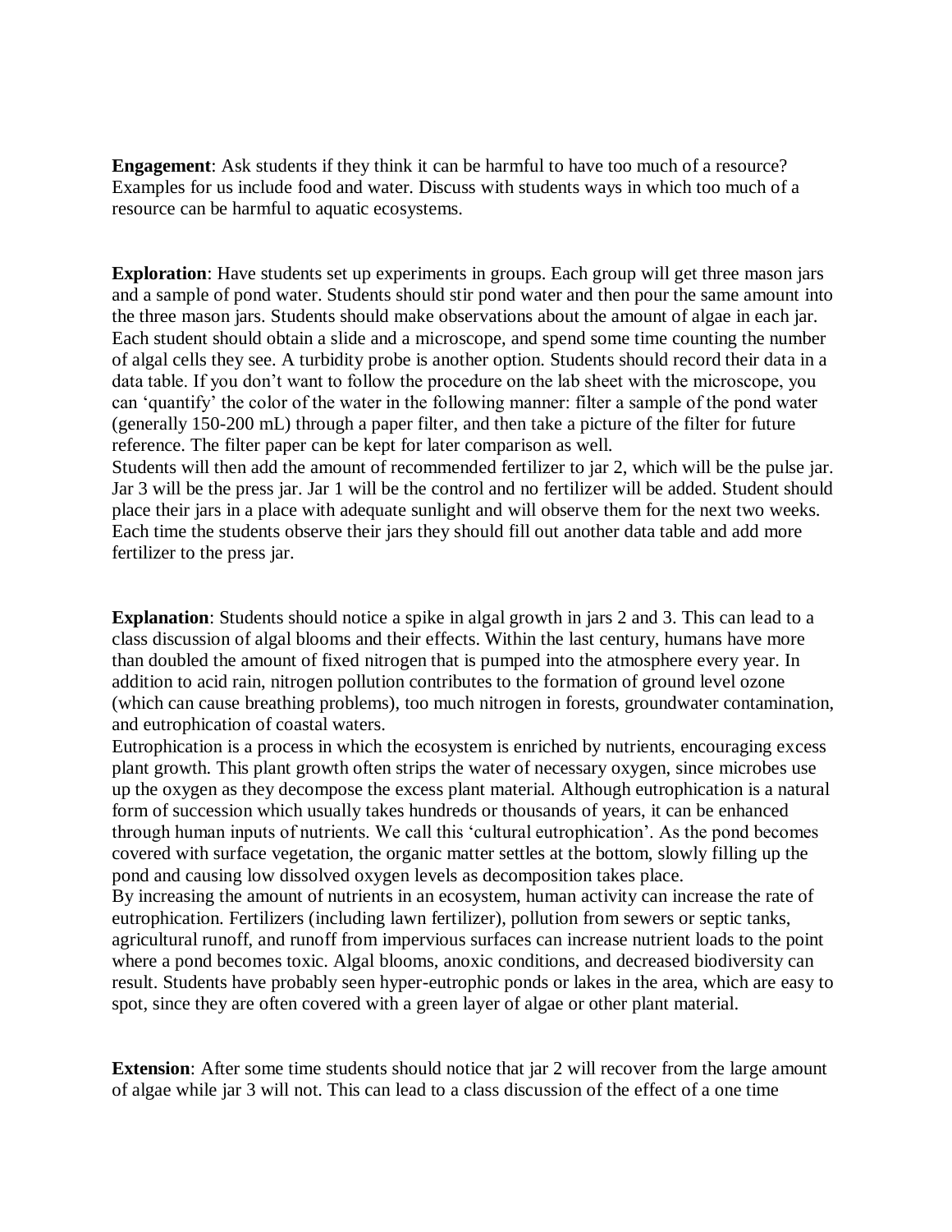**Engagement**: Ask students if they think it can be harmful to have too much of a resource? Examples for us include food and water. Discuss with students ways in which too much of a resource can be harmful to aquatic ecosystems.

**Exploration**: Have students set up experiments in groups. Each group will get three mason jars and a sample of pond water. Students should stir pond water and then pour the same amount into the three mason jars. Students should make observations about the amount of algae in each jar. Each student should obtain a slide and a microscope, and spend some time counting the number of algal cells they see. A turbidity probe is another option. Students should record their data in a data table. If you don't want to follow the procedure on the lab sheet with the microscope, you can 'quantify' the color of the water in the following manner: filter a sample of the pond water (generally 150-200 mL) through a paper filter, and then take a picture of the filter for future reference. The filter paper can be kept for later comparison as well.

Students will then add the amount of recommended fertilizer to jar 2, which will be the pulse jar. Jar 3 will be the press jar. Jar 1 will be the control and no fertilizer will be added. Student should place their jars in a place with adequate sunlight and will observe them for the next two weeks. Each time the students observe their jars they should fill out another data table and add more fertilizer to the press jar.

**Explanation**: Students should notice a spike in algal growth in jars 2 and 3. This can lead to a class discussion of algal blooms and their effects. Within the last century, humans have more than doubled the amount of fixed nitrogen that is pumped into the atmosphere every year. In addition to acid rain, nitrogen pollution contributes to the formation of ground level ozone (which can cause breathing problems), too much nitrogen in forests, groundwater contamination, and eutrophication of coastal waters.

Eutrophication is a process in which the ecosystem is enriched by nutrients, encouraging excess plant growth. This plant growth often strips the water of necessary oxygen, since microbes use up the oxygen as they decompose the excess plant material. Although eutrophication is a natural form of succession which usually takes hundreds or thousands of years, it can be enhanced through human inputs of nutrients. We call this 'cultural eutrophication'. As the pond becomes covered with surface vegetation, the organic matter settles at the bottom, slowly filling up the pond and causing low dissolved oxygen levels as decomposition takes place.

By increasing the amount of nutrients in an ecosystem, human activity can increase the rate of eutrophication. Fertilizers (including lawn fertilizer), pollution from sewers or septic tanks, agricultural runoff, and runoff from impervious surfaces can increase nutrient loads to the point where a pond becomes toxic. Algal blooms, anoxic conditions, and decreased biodiversity can result. Students have probably seen hyper-eutrophic ponds or lakes in the area, which are easy to spot, since they are often covered with a green layer of algae or other plant material.

**Extension**: After some time students should notice that jar 2 will recover from the large amount of algae while jar 3 will not. This can lead to a class discussion of the effect of a one time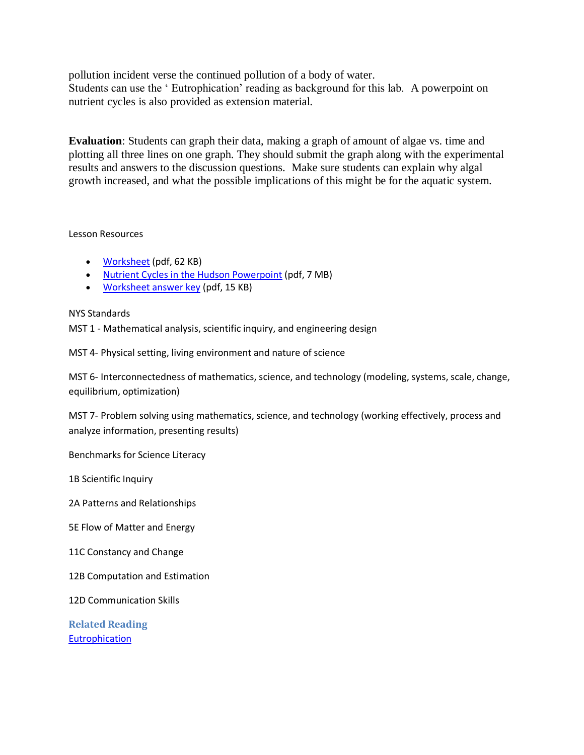pollution incident verse the continued pollution of a body of water.
Students can use the ' Eutrophication' reading as background for this lab. A powerpoint on nutrient cycles is also provided as extension material.

**Evaluation**: Students can graph their data, making a graph of amount of algae vs. time and plotting all three lines on one graph. They should submit the graph along with the experimental results and answers to the discussion questions. Make sure students can explain why algal growth increased, and what the possible implications of this might be for the aquatic system.

Lesson Resources

- Worksheet (pdf, 62 KB)
- Nutrient Cycles in the Hudson Powerpoint (pdf, 7 MB)
- Worksheet answer key (pdf, 15 KB)

NYS Standards

MST 1 - Mathematical analysis, scientific inquiry, and engineering design

MST 4- Physical setting, living environment and nature of science

MST 6- Interconnectedness of mathematics, science, and technology (modeling, systems, scale, change, equilibrium, optimization)

MST 7- Problem solving using mathematics, science, and technology (working effectively, process and analyze information, presenting results)

Benchmarks for Science Literacy

1B Scientific Inquiry

2A Patterns and Relationships

5E Flow of Matter and Energy

11C Constancy and Change

12B Computation and Estimation

12D Communication Skills

### Related Reading

Eutrophication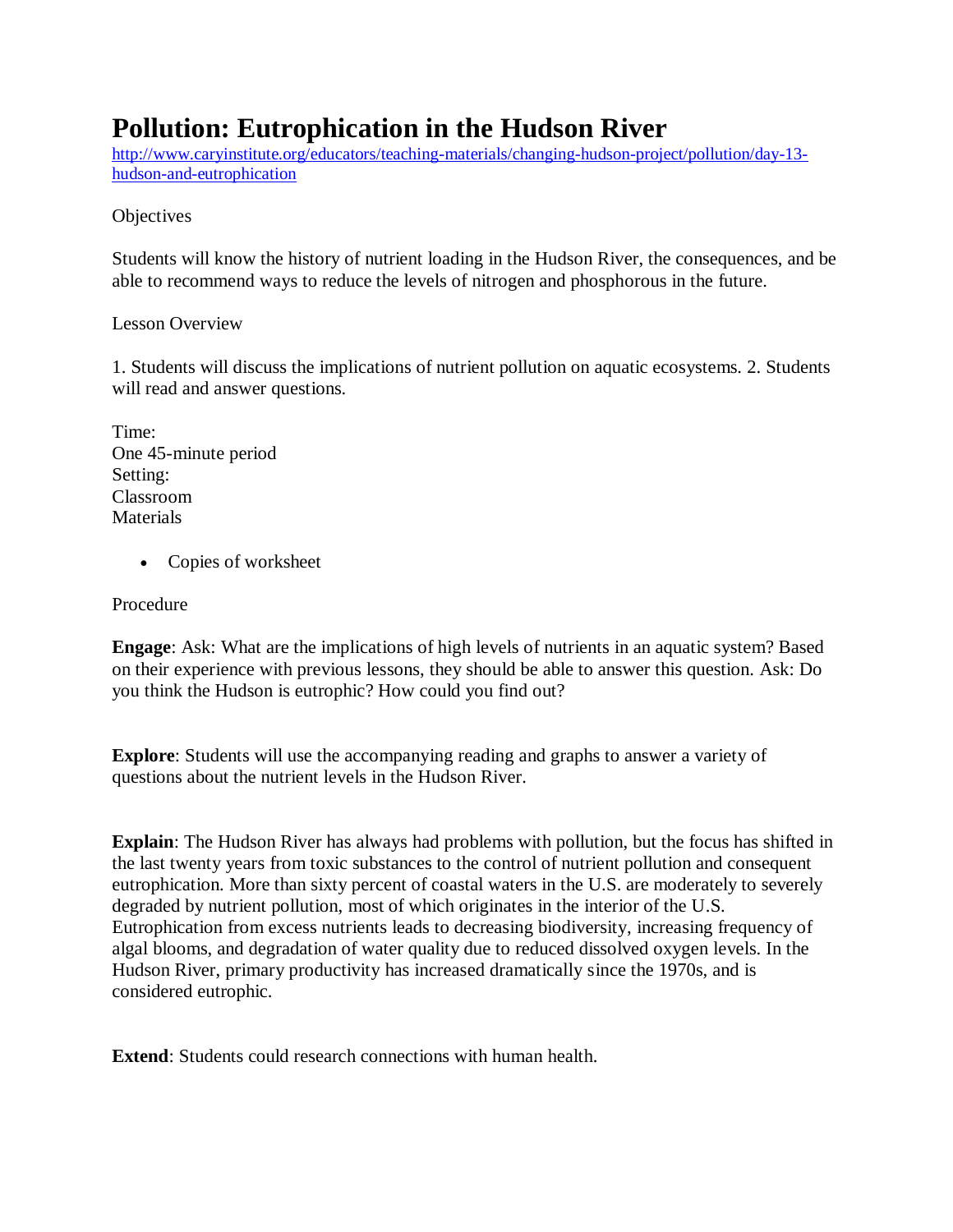# Pollution: Eutrophication in the Hudson River

[http://www.caryinstitute.org/educators/teaching-materials/changing-hudson-project/pollution/day-13-hudson-and-eutrophication](http://www.caryinstitute.org/educators/teaching-materials/changing-hudson-project/pollution/day-13-hudson-and-eutrophication)

Objectives

Students will know the history of nutrient loading in the Hudson River, the consequences, and be able to recommend ways to reduce the levels of nitrogen and phosphorous in the future.

Lesson Overview

1. Students will discuss the implications of nutrient pollution on aquatic ecosystems. 2. Students will read and answer questions.

Time:
One 45-minute period
Setting:
Classroom
Materials

- Copies of worksheet

Procedure

**Engage**: Ask: What are the implications of high levels of nutrients in an aquatic system? Based on their experience with previous lessons, they should be able to answer this question. Ask: Do you think the Hudson is eutrophic? How could you find out?

**Explore**: Students will use the accompanying reading and graphs to answer a variety of questions about the nutrient levels in the Hudson River.

**Explain**: The Hudson River has always had problems with pollution, but the focus has shifted in the last twenty years from toxic substances to the control of nutrient pollution and consequent eutrophication. More than sixty percent of coastal waters in the U.S. are moderately to severely degraded by nutrient pollution, most of which originates in the interior of the U.S. Eutrophication from excess nutrients leads to decreasing biodiversity, increasing frequency of algal blooms, and degradation of water quality due to reduced dissolved oxygen levels. In the Hudson River, primary productivity has increased dramatically since the 1970s, and is considered eutrophic.

**Extend**: Students could research connections with human health.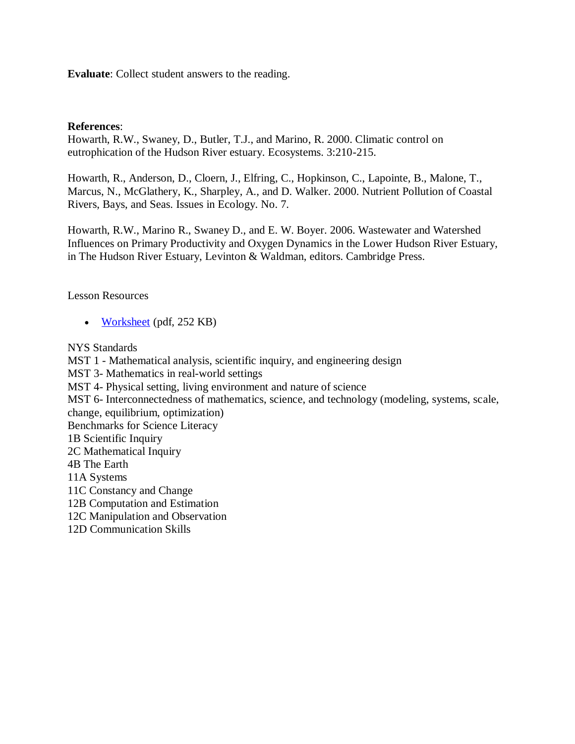**Evaluate**: Collect student answers to the reading.

**References**:

Howarth, R.W., Swaney, D., Butler, T.J., and Marino, R. 2000. Climatic control on eutrophication of the Hudson River estuary. Ecosystems. 3:210-215.

Howarth, R., Anderson, D., Cloern, J., Elfring, C., Hopkinson, C., Lapointe, B., Malone, T., Marcus, N., McGlathery, K., Sharpley, A., and D. Walker. 2000. Nutrient Pollution of Coastal Rivers, Bays, and Seas. Issues in Ecology. No. 7.

Howarth, R.W., Marino R., Swaney D., and E. W. Boyer. 2006. Wastewater and Watershed Influences on Primary Productivity and Oxygen Dynamics in the Lower Hudson River Estuary, in The Hudson River Estuary, Levinton & Waldman, editors. Cambridge Press.

Lesson Resources

- Worksheet (pdf, 252 KB)

NYS Standards
MST 1 - Mathematical analysis, scientific inquiry, and engineering design
MST 3- Mathematics in real-world settings
MST 4- Physical setting, living environment and nature of science
MST 6- Interconnectedness of mathematics, science, and technology (modeling, systems, scale, change, equilibrium, optimization)
Benchmarks for Science Literacy
1B Scientific Inquiry
2C Mathematical Inquiry
4B The Earth
11A Systems
11C Constancy and Change
12B Computation and Estimation
12C Manipulation and Observation
12D Communication Skills